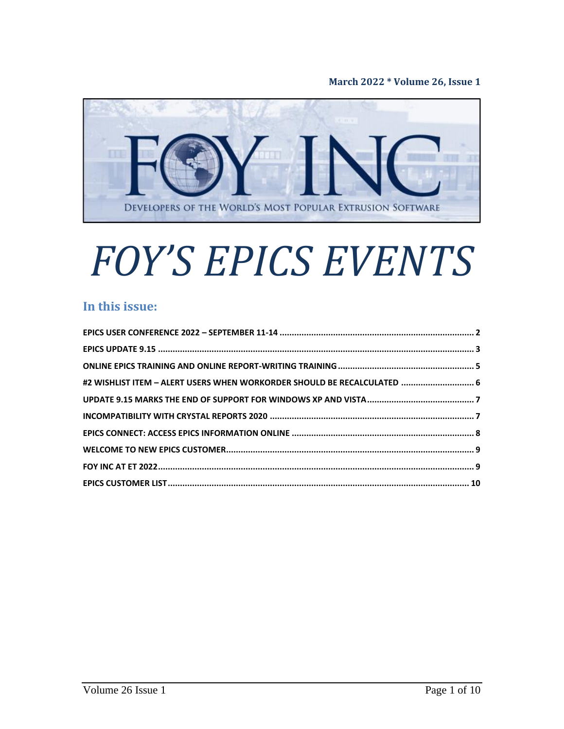**March 2022 * Volume 26, Issue 1**

FOY INC

DEVELOPERS OF THE WORLD'S MOST POPULAR EXTRUSION SOFTWARE

# *FOY'S EPICS EVENTS*

## In this issue:

**EPICS USER CONFERENCE 2022 – SEPTEMBER 11-14 .......... 2**
**EPICS UPDATE 9.15 .......... 3**
**ONLINE EPICS TRAINING AND ONLINE REPORT-WRITING TRAINING .......... 5**
**#2 WISHLIST ITEM – ALERT USERS WHEN WORKORDER SHOULD BE RECALCULATED .......... 6**
**UPDATE 9.15 MARKS THE END OF SUPPORT FOR WINDOWS XP AND VISTA .......... 7**
**INCOMPATIBILITY WITH CRYSTAL REPORTS 2020 .......... 7**
**EPICS CONNECT: ACCESS EPICS INFORMATION ONLINE .......... 8**
**WELCOME TO NEW EPICS CUSTOMER .......... 9**
**FOY INC AT ET 2022 .......... 9**
**EPICS CUSTOMER LIST .......... 10**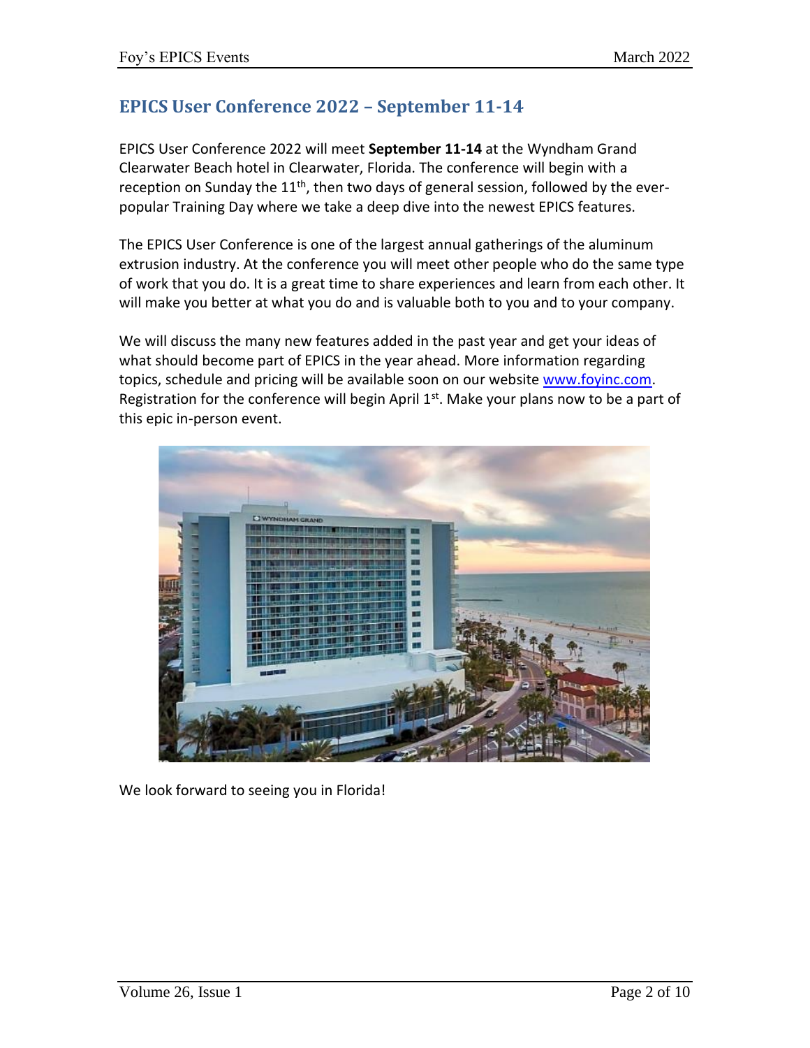## EPICS User Conference 2022 – September 11-14

EPICS User Conference 2022 will meet **September 11-14** at the Wyndham Grand Clearwater Beach hotel in Clearwater, Florida. The conference will begin with a reception on Sunday the 11th, then two days of general session, followed by the ever-popular Training Day where we take a deep dive into the newest EPICS features.

The EPICS User Conference is one of the largest annual gatherings of the aluminum extrusion industry. At the conference you will meet other people who do the same type of work that you do. It is a great time to share experiences and learn from each other. It will make you better at what you do and is valuable both to you and to your company.

We will discuss the many new features added in the past year and get your ideas of what should become part of EPICS in the year ahead. More information regarding topics, schedule and pricing will be available soon on our website www.foyinc.com. Registration for the conference will begin April 1st. Make your plans now to be a part of this epic in-person event.

We look forward to seeing you in Florida!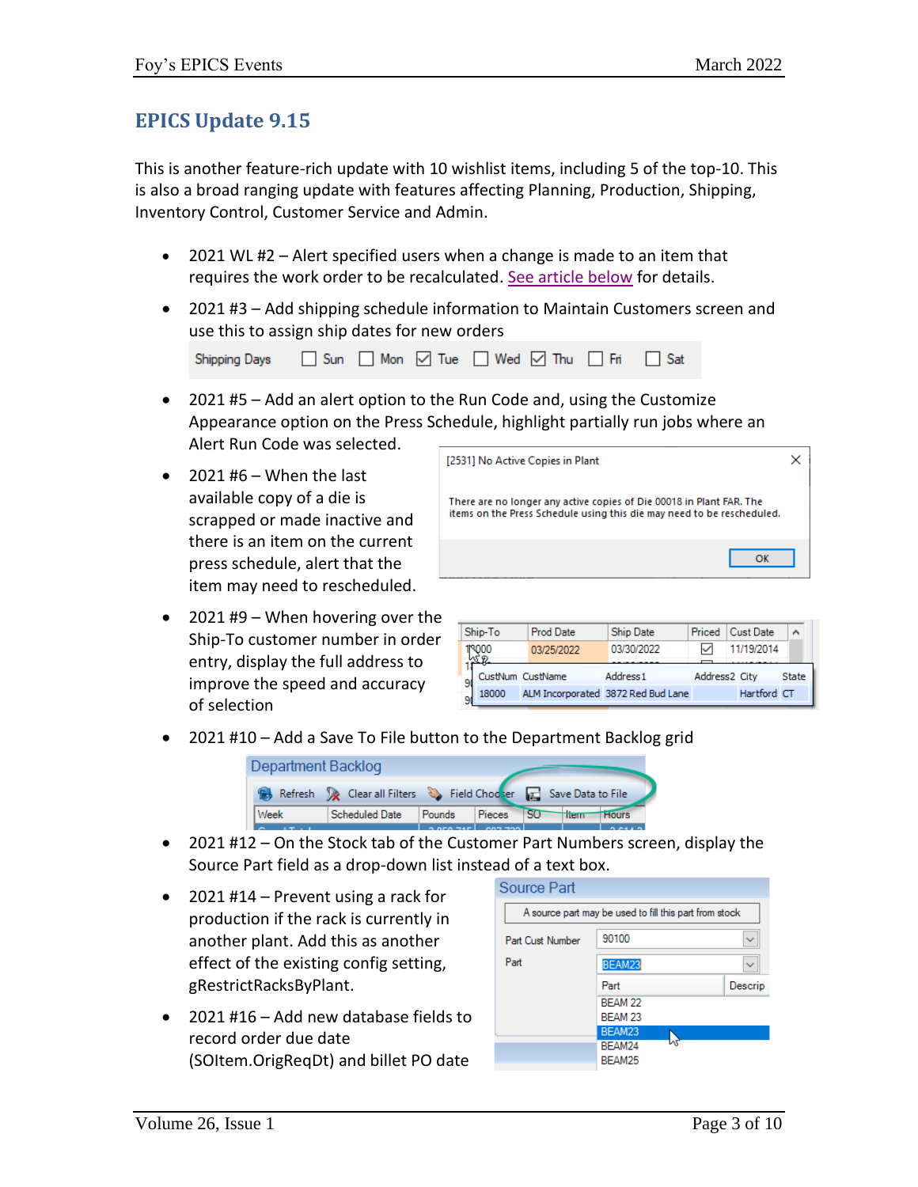## EPICS Update 9.15

This is another feature-rich update with 10 wishlist items, including 5 of the top-10. This is also a broad ranging update with features affecting Planning, Production, Shipping, Inventory Control, Customer Service and Admin.

- 2021 WL #2 – Alert specified users when a change is made to an item that requires the work order to be recalculated. See article below for details.
- 2021 #3 – Add shipping schedule information to Maintain Customers screen and use this to assign ship dates for new orders
- 2021 #5 – Add an alert option to the Run Code and, using the Customize Appearance option on the Press Schedule, highlight partially run jobs where an Alert Run Code was selected.
- 2021 #6 – When the last available copy of a die is scrapped or made inactive and there is an item on the current press schedule, alert that the item may need to rescheduled.
- 2021 #9 – When hovering over the Ship-To customer number in order entry, display the full address to improve the speed and accuracy of selection
- 2021 #10 – Add a Save To File button to the Department Backlog grid
- 2021 #12 – On the Stock tab of the Customer Part Numbers screen, display the Source Part field as a drop-down list instead of a text box.
- 2021 #14 – Prevent using a rack for production if the rack is currently in another plant. Add this as another effect of the existing config setting, gRestrictRacksByPlant.
- 2021 #16 – Add new database fields to record order due date (SOItem.OrigReqDt) and billet PO date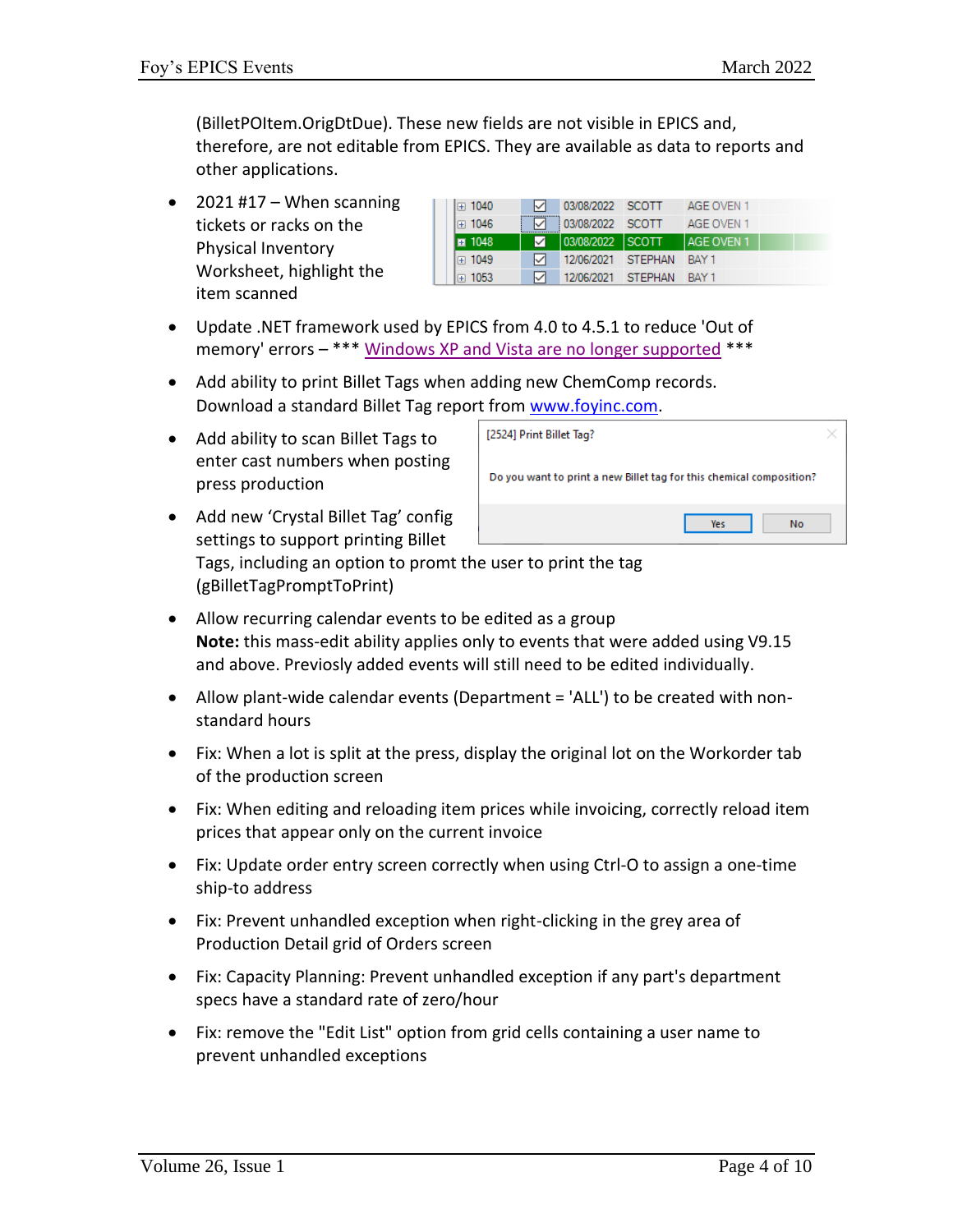(BilletPOItem.OrigDtDue). These new fields are not visible in EPICS and, therefore, are not editable from EPICS. They are available as data to reports and other applications.

- 2021 #17 – When scanning tickets or racks on the Physical Inventory Worksheet, highlight the item scanned
- Update .NET framework used by EPICS from 4.0 to 4.5.1 to reduce 'Out of memory' errors – *** Windows XP and Vista are no longer supported ***
- Add ability to print Billet Tags when adding new ChemComp records. Download a standard Billet Tag report from www.foyinc.com.
- Add ability to scan Billet Tags to enter cast numbers when posting press production
- Add new 'Crystal Billet Tag' config settings to support printing Billet Tags, including an option to promt the user to print the tag (gBilletTagPromptToPrint)
- Allow recurring calendar events to be edited as a group
  **Note:** this mass-edit ability applies only to events that were added using V9.15 and above. Previosly added events will still need to be edited individually.
- Allow plant-wide calendar events (Department = 'ALL') to be created with non-standard hours
- Fix: When a lot is split at the press, display the original lot on the Workorder tab of the production screen
- Fix: When editing and reloading item prices while invoicing, correctly reload item prices that appear only on the current invoice
- Fix: Update order entry screen correctly when using Ctrl-O to assign a one-time ship-to address
- Fix: Prevent unhandled exception when right-clicking in the grey area of Production Detail grid of Orders screen
- Fix: Capacity Planning: Prevent unhandled exception if any part's department specs have a standard rate of zero/hour
- Fix: remove the "Edit List" option from grid cells containing a user name to prevent unhandled exceptions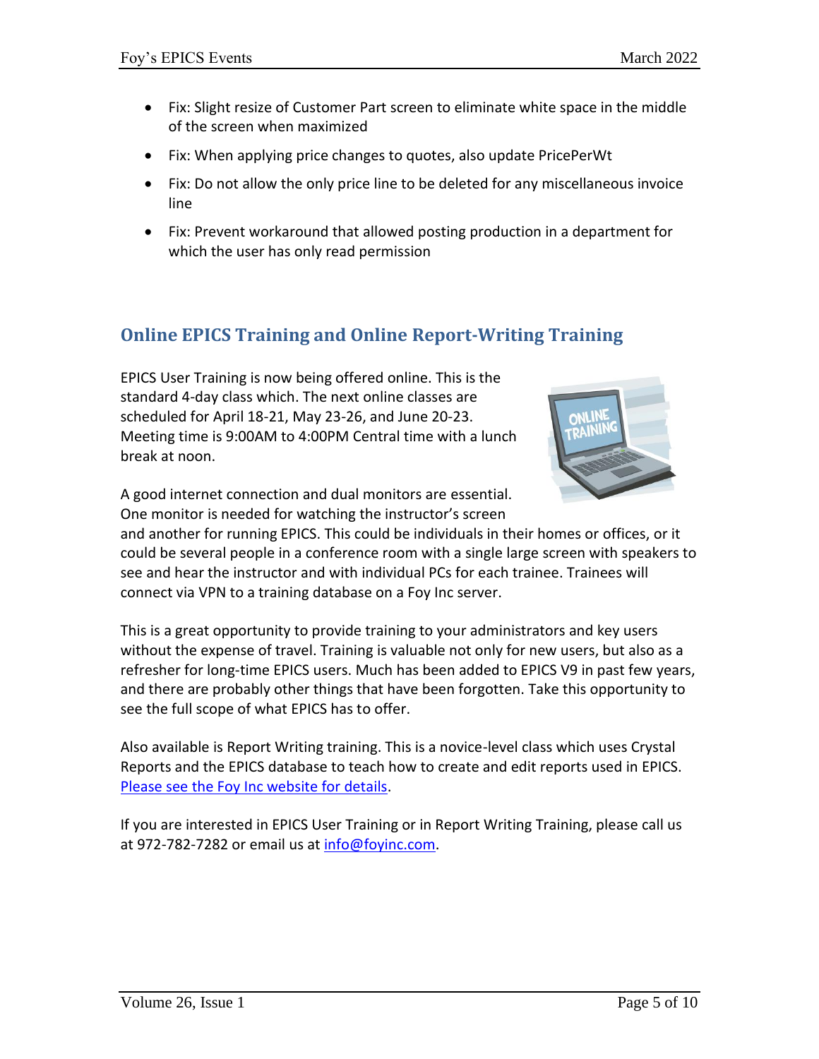- Fix: Slight resize of Customer Part screen to eliminate white space in the middle of the screen when maximized
- Fix: When applying price changes to quotes, also update PricePerWt
- Fix: Do not allow the only price line to be deleted for any miscellaneous invoice line
- Fix: Prevent workaround that allowed posting production in a department for which the user has only read permission

## Online EPICS Training and Online Report-Writing Training

EPICS User Training is now being offered online. This is the standard 4-day class which. The next online classes are scheduled for April 18-21, May 23-26, and June 20-23. Meeting time is 9:00AM to 4:00PM Central time with a lunch break at noon.

A good internet connection and dual monitors are essential. One monitor is needed for watching the instructor's screen and another for running EPICS. This could be individuals in their homes or offices, or it could be several people in a conference room with a single large screen with speakers to see and hear the instructor and with individual PCs for each trainee. Trainees will connect via VPN to a training database on a Foy Inc server.

This is a great opportunity to provide training to your administrators and key users without the expense of travel. Training is valuable not only for new users, but also as a refresher for long-time EPICS users. Much has been added to EPICS V9 in past few years, and there are probably other things that have been forgotten. Take this opportunity to see the full scope of what EPICS has to offer.

Also available is Report Writing training. This is a novice-level class which uses Crystal Reports and the EPICS database to teach how to create and edit reports used in EPICS. Please see the Foy Inc website for details.

If you are interested in EPICS User Training or in Report Writing Training, please call us at 972-782-7282 or email us at info@foyinc.com.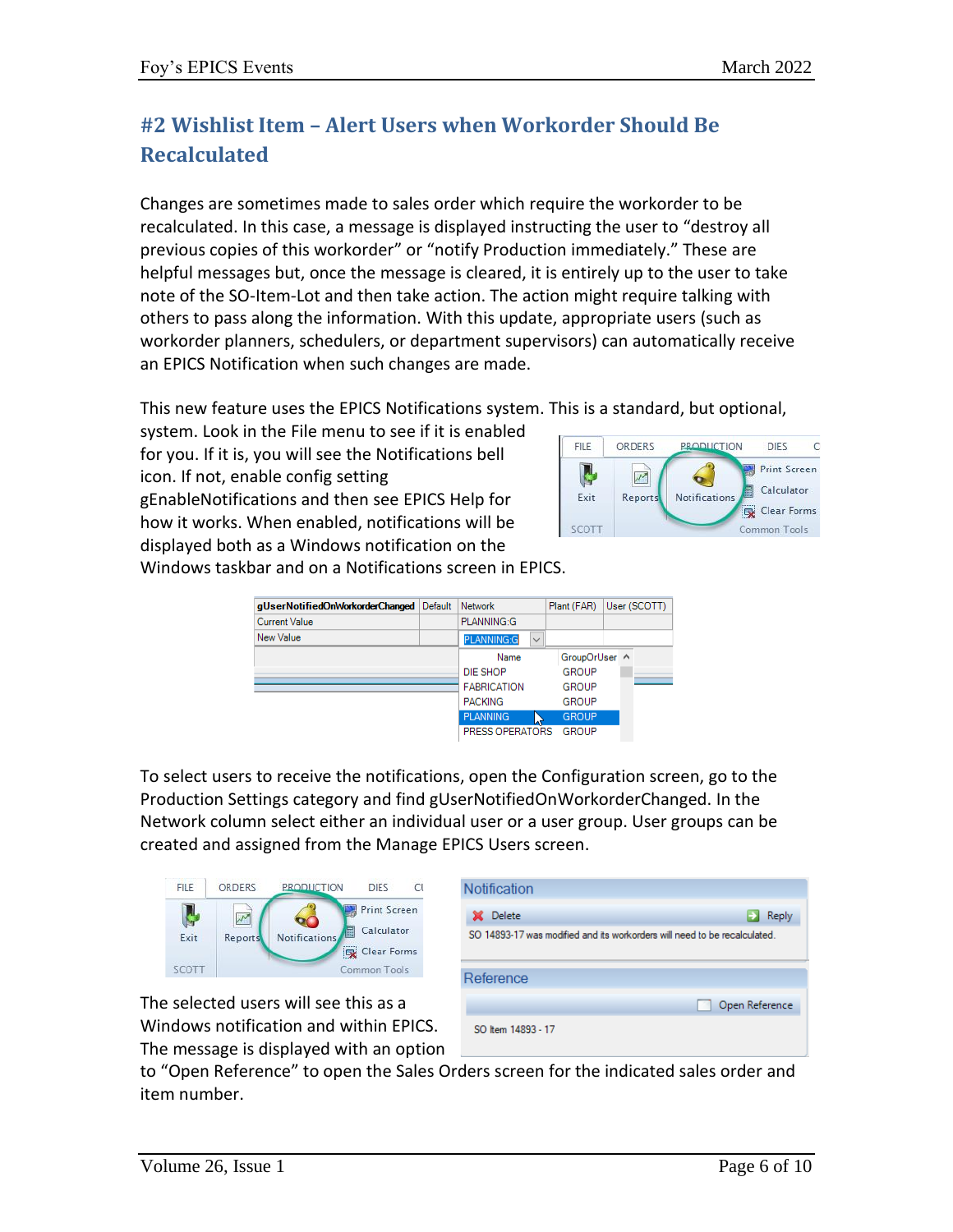## #2 Wishlist Item – Alert Users when Workorder Should Be Recalculated

Changes are sometimes made to sales order which require the workorder to be recalculated. In this case, a message is displayed instructing the user to "destroy all previous copies of this workorder" or "notify Production immediately." These are helpful messages but, once the message is cleared, it is entirely up to the user to take note of the SO-Item-Lot and then take action. The action might require talking with others to pass along the information. With this update, appropriate users (such as workorder planners, schedulers, or department supervisors) can automatically receive an EPICS Notification when such changes are made.

This new feature uses the EPICS Notifications system. This is a standard, but optional, system. Look in the File menu to see if it is enabled for you. If it is, you will see the Notifications bell icon. If not, enable config setting gEnableNotifications and then see EPICS Help for how it works. When enabled, notifications will be displayed both as a Windows notification on the Windows taskbar and on a Notifications screen in EPICS.

To select users to receive the notifications, open the Configuration screen, go to the Production Settings category and find gUserNotifiedOnWorkorderChanged. In the Network column select either an individual user or a user group. User groups can be created and assigned from the Manage EPICS Users screen.

The selected users will see this as a Windows notification and within EPICS. The message is displayed with an option to "Open Reference" to open the Sales Orders screen for the indicated sales order and item number.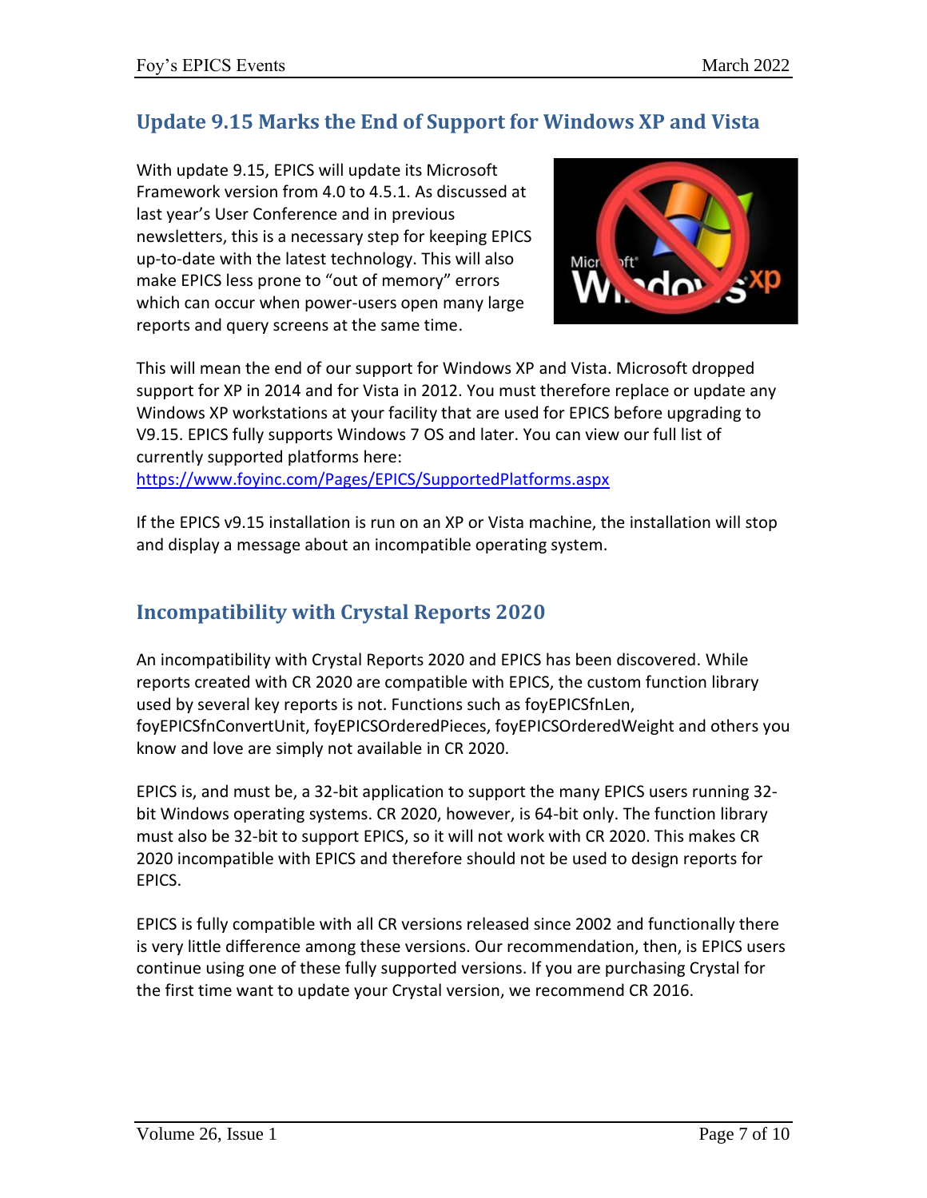## Update 9.15 Marks the End of Support for Windows XP and Vista

With update 9.15, EPICS will update its Microsoft Framework version from 4.0 to 4.5.1. As discussed at last year's User Conference and in previous newsletters, this is a necessary step for keeping EPICS up-to-date with the latest technology. This will also make EPICS less prone to "out of memory" errors which can occur when power-users open many large reports and query screens at the same time.

This will mean the end of our support for Windows XP and Vista. Microsoft dropped support for XP in 2014 and for Vista in 2012. You must therefore replace or update any Windows XP workstations at your facility that are used for EPICS before upgrading to V9.15. EPICS fully supports Windows 7 OS and later. You can view our full list of currently supported platforms here: https://www.foyinc.com/Pages/EPICS/SupportedPlatforms.aspx

If the EPICS v9.15 installation is run on an XP or Vista machine, the installation will stop and display a message about an incompatible operating system.

## Incompatibility with Crystal Reports 2020

An incompatibility with Crystal Reports 2020 and EPICS has been discovered. While reports created with CR 2020 are compatible with EPICS, the custom function library used by several key reports is not. Functions such as foyEPICSfnLen, foyEPICSfnConvertUnit, foyEPICSOrderedPieces, foyEPICSOrderedWeight and others you know and love are simply not available in CR 2020.

EPICS is, and must be, a 32-bit application to support the many EPICS users running 32-bit Windows operating systems. CR 2020, however, is 64-bit only. The function library must also be 32-bit to support EPICS, so it will not work with CR 2020. This makes CR 2020 incompatible with EPICS and therefore should not be used to design reports for EPICS.

EPICS is fully compatible with all CR versions released since 2002 and functionally there is very little difference among these versions. Our recommendation, then, is EPICS users continue using one of these fully supported versions. If you are purchasing Crystal for the first time want to update your Crystal version, we recommend CR 2016.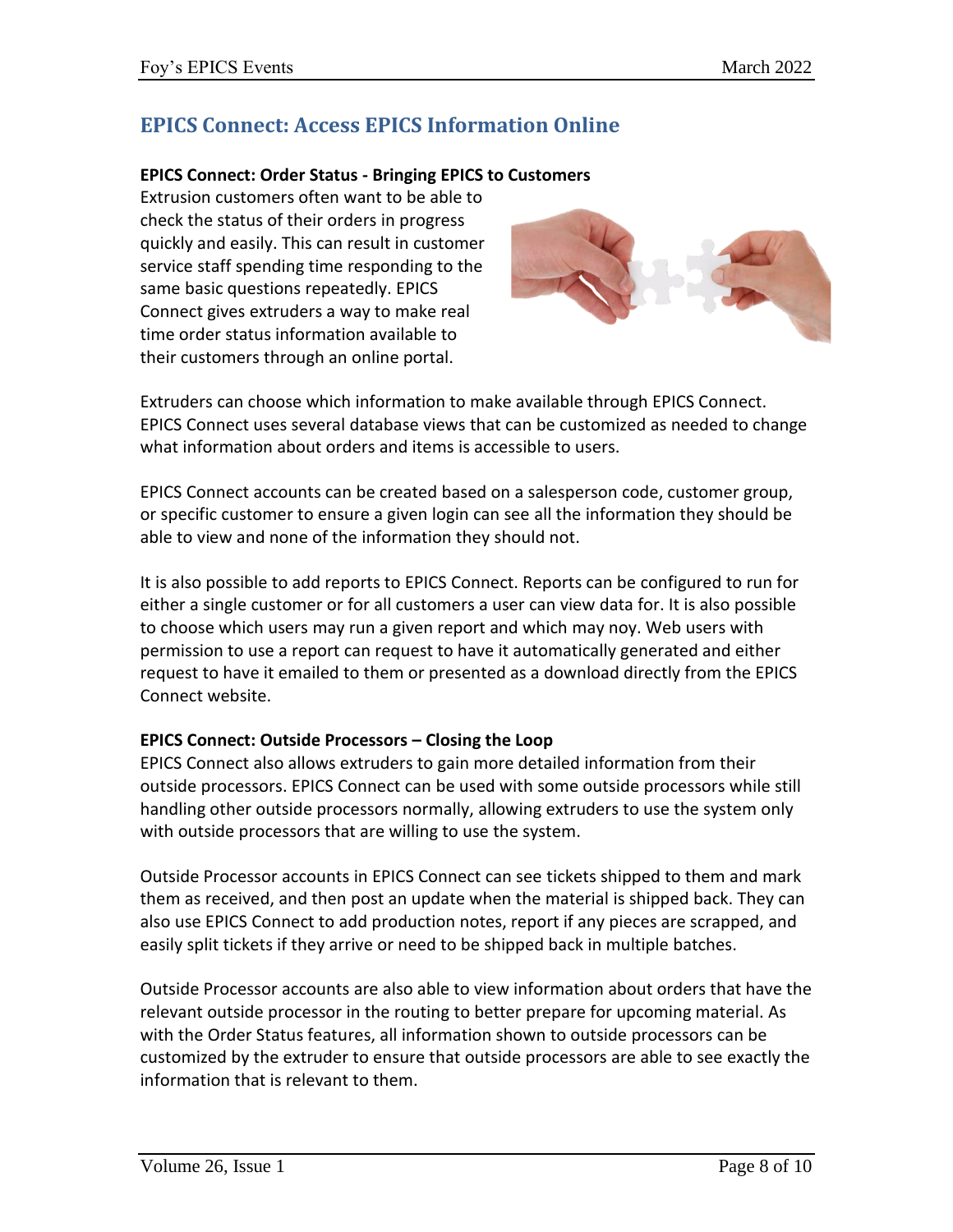## EPICS Connect: Access EPICS Information Online

**EPICS Connect: Order Status - Bringing EPICS to Customers**

Extrusion customers often want to be able to check the status of their orders in progress quickly and easily. This can result in customer service staff spending time responding to the same basic questions repeatedly. EPICS Connect gives extruders a way to make real time order status information available to their customers through an online portal.

Extruders can choose which information to make available through EPICS Connect. EPICS Connect uses several database views that can be customized as needed to change what information about orders and items is accessible to users.

EPICS Connect accounts can be created based on a salesperson code, customer group, or specific customer to ensure a given login can see all the information they should be able to view and none of the information they should not.

It is also possible to add reports to EPICS Connect. Reports can be configured to run for either a single customer or for all customers a user can view data for. It is also possible to choose which users may run a given report and which may noy. Web users with permission to use a report can request to have it automatically generated and either request to have it emailed to them or presented as a download directly from the EPICS Connect website.

**EPICS Connect: Outside Processors – Closing the Loop**

EPICS Connect also allows extruders to gain more detailed information from their outside processors. EPICS Connect can be used with some outside processors while still handling other outside processors normally, allowing extruders to use the system only with outside processors that are willing to use the system.

Outside Processor accounts in EPICS Connect can see tickets shipped to them and mark them as received, and then post an update when the material is shipped back. They can also use EPICS Connect to add production notes, report if any pieces are scrapped, and easily split tickets if they arrive or need to be shipped back in multiple batches.

Outside Processor accounts are also able to view information about orders that have the relevant outside processor in the routing to better prepare for upcoming material. As with the Order Status features, all information shown to outside processors can be customized by the extruder to ensure that outside processors are able to see exactly the information that is relevant to them.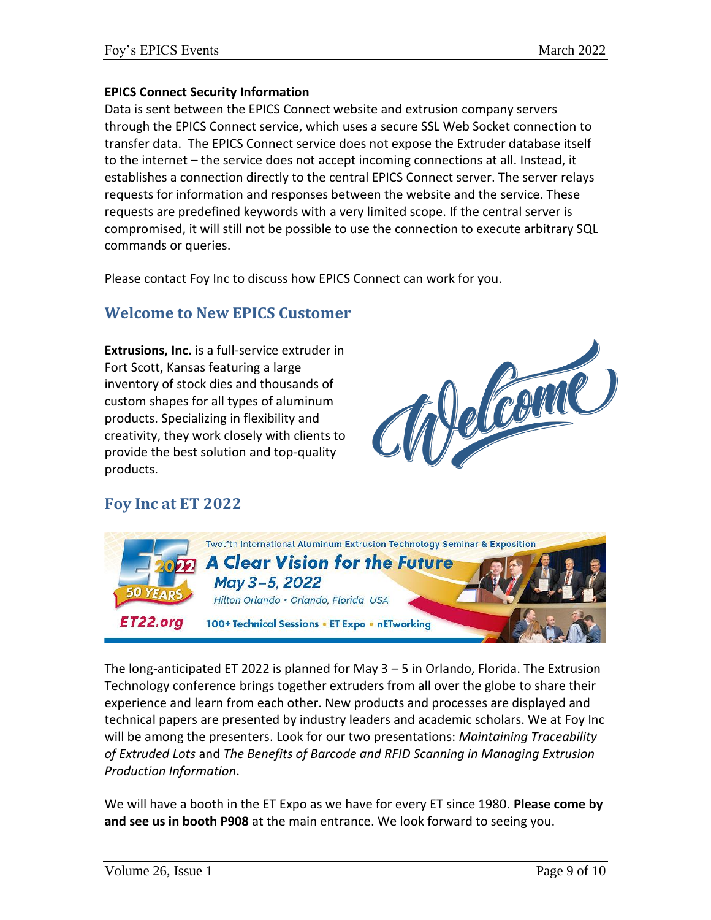**EPICS Connect Security Information**

Data is sent between the EPICS Connect website and extrusion company servers through the EPICS Connect service, which uses a secure SSL Web Socket connection to transfer data. The EPICS Connect service does not expose the Extruder database itself to the internet – the service does not accept incoming connections at all. Instead, it establishes a connection directly to the central EPICS Connect server. The server relays requests for information and responses between the website and the service. These requests are predefined keywords with a very limited scope. If the central server is compromised, it will still not be possible to use the connection to execute arbitrary SQL commands or queries.

Please contact Foy Inc to discuss how EPICS Connect can work for you.

## Welcome to New EPICS Customer

**Extrusions, Inc.** is a full-service extruder in Fort Scott, Kansas featuring a large inventory of stock dies and thousands of custom shapes for all types of aluminum products. Specializing in flexibility and creativity, they work closely with clients to provide the best solution and top-quality products.

## Foy Inc at ET 2022

Twelfth International Aluminum Extrusion Technology Seminar & Exposition

A Clear Vision for the Future

May 3–5, 2022

Hilton Orlando • Orlando, Florida USA

100+ Technical Sessions • ET Expo • nETworking

ET 2022 50 YEARS

ET22.org

The long-anticipated ET 2022 is planned for May 3 – 5 in Orlando, Florida. The Extrusion Technology conference brings together extruders from all over the globe to share their experience and learn from each other. New products and processes are displayed and technical papers are presented by industry leaders and academic scholars. We at Foy Inc will be among the presenters. Look for our two presentations: *Maintaining Traceability of Extruded Lots* and *The Benefits of Barcode and RFID Scanning in Managing Extrusion Production Information*.

We will have a booth in the ET Expo as we have for every ET since 1980. **Please come by and see us in booth P908** at the main entrance. We look forward to seeing you.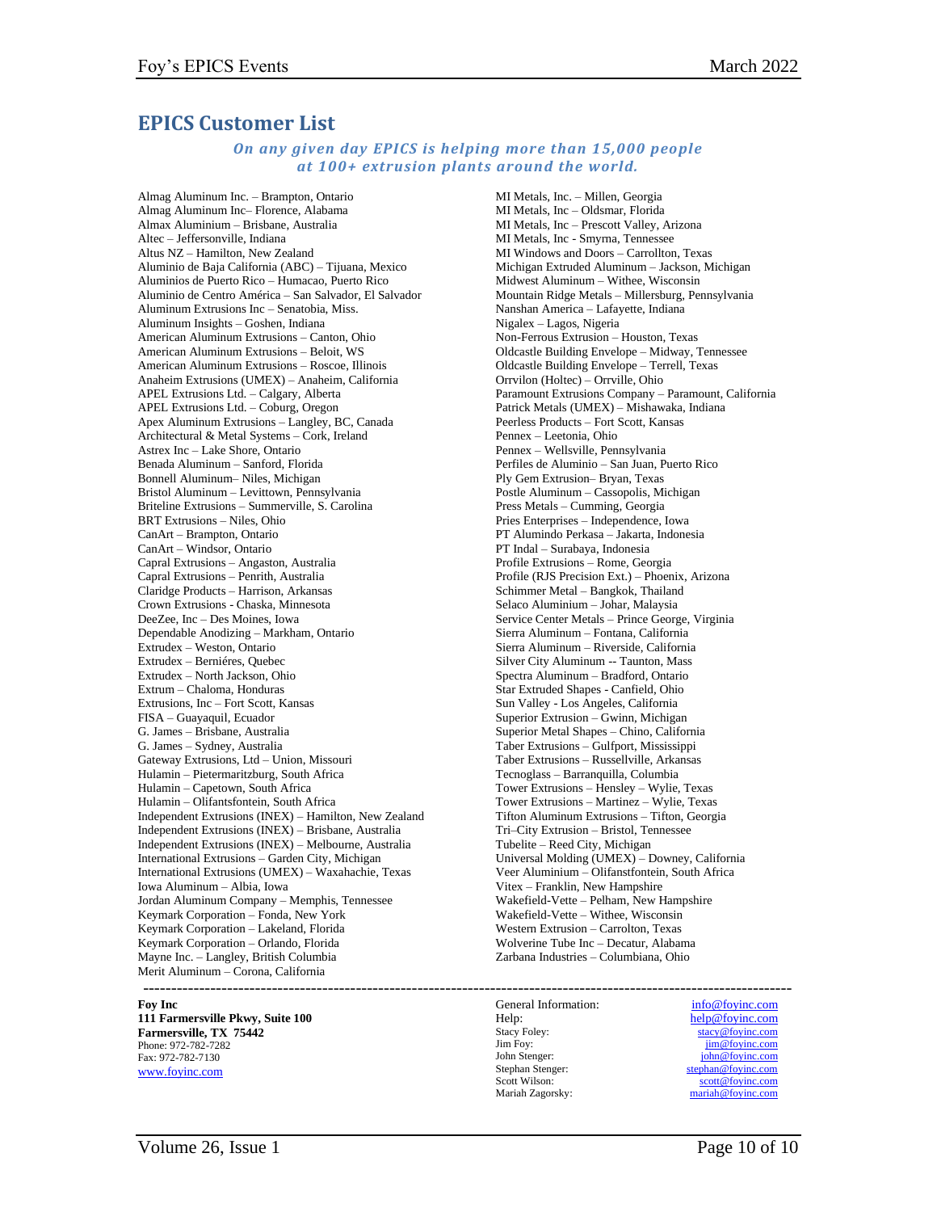## EPICS Customer List

***On any given day EPICS is helping more than 15,000 people at 100+ extrusion plants around the world.***

Almag Aluminum Inc. – Brampton, Ontario
Almag Aluminum Inc– Florence, Alabama
Almax Aluminium – Brisbane, Australia
Altec – Jeffersonville, Indiana
Altus NZ – Hamilton, New Zealand
Aluminio de Baja California (ABC) – Tijuana, Mexico
Aluminios de Puerto Rico – Humacao, Puerto Rico
Aluminio de Centro América – San Salvador, El Salvador
Aluminum Extrusions Inc – Senatobia, Miss.
Aluminum Insights – Goshen, Indiana
American Aluminum Extrusions – Canton, Ohio
American Aluminum Extrusions – Beloit, WS
American Aluminum Extrusions – Roscoe, Illinois
Anaheim Extrusions (UMEX) – Anaheim, California
APEL Extrusions Ltd. – Calgary, Alberta
APEL Extrusions Ltd. – Coburg, Oregon
Apex Aluminum Extrusions – Langley, BC, Canada
Architectural & Metal Systems – Cork, Ireland
Astrex Inc – Lake Shore, Ontario
Benada Aluminum – Sanford, Florida
Bonnell Aluminum– Niles, Michigan
Bristol Aluminum – Levittown, Pennsylvania
Briteline Extrusions – Summerville, S. Carolina
BRT Extrusions – Niles, Ohio
CanArt – Brampton, Ontario
CanArt – Windsor, Ontario
Capral Extrusions – Angaston, Australia
Capral Extrusions – Penrith, Australia
Claridge Products – Harrison, Arkansas
Crown Extrusions - Chaska, Minnesota
DeeZee, Inc – Des Moines, Iowa
Dependable Anodizing – Markham, Ontario
Extrudex – Weston, Ontario
Extrudex – Berniéres, Quebec
Extrudex – North Jackson, Ohio
Extrum – Chaloma, Honduras
Extrusions, Inc – Fort Scott, Kansas
FISA – Guayaquil, Ecuador
G. James – Brisbane, Australia
G. James – Sydney, Australia
Gateway Extrusions, Ltd – Union, Missouri
Hulamin – Pietermaritzburg, South Africa
Hulamin – Capetown, South Africa
Hulamin – Olifantsfontein, South Africa
Independent Extrusions (INEX) – Hamilton, New Zealand
Independent Extrusions (INEX) – Brisbane, Australia
Independent Extrusions (INEX) – Melbourne, Australia
International Extrusions – Garden City, Michigan
International Extrusions (UMEX) – Waxahachie, Texas
Iowa Aluminum – Albia, Iowa
Jordan Aluminum Company – Memphis, Tennessee
Keymark Corporation – Fonda, New York
Keymark Corporation – Lakeland, Florida
Keymark Corporation – Orlando, Florida
Mayne Inc. – Langley, British Columbia
Merit Aluminum – Corona, California
MI Metals, Inc. – Millen, Georgia
MI Metals, Inc – Oldsmar, Florida
MI Metals, Inc – Prescott Valley, Arizona
MI Metals, Inc - Smyrna, Tennessee
MI Windows and Doors – Carrollton, Texas
Michigan Extruded Aluminum – Jackson, Michigan
Midwest Aluminum – Withee, Wisconsin
Mountain Ridge Metals – Millersburg, Pennsylvania
Nanshan America – Lafayette, Indiana
Nigalex – Lagos, Nigeria
Non-Ferrous Extrusion – Houston, Texas
Oldcastle Building Envelope – Midway, Tennessee
Oldcastle Building Envelope – Terrell, Texas
Orrvilon (Holtec) – Orrville, Ohio
Paramount Extrusions Company – Paramount, California
Patrick Metals (UMEX) – Mishawaka, Indiana
Peerless Products – Fort Scott, Kansas
Pennex – Leetonia, Ohio
Pennex – Wellsville, Pennsylvania
Perfiles de Aluminio – San Juan, Puerto Rico
Ply Gem Extrusion– Bryan, Texas
Postle Aluminum – Cassopolis, Michigan
Press Metals – Cumming, Georgia
Pries Enterprises – Independence, Iowa
PT Alumindo Perkasa – Jakarta, Indonesia
PT Indal – Surabaya, Indonesia
Profile Extrusions – Rome, Georgia
Profile (RJS Precision Ext.) – Phoenix, Arizona
Schimmer Metal – Bangkok, Thailand
Selaco Aluminium – Johar, Malaysia
Service Center Metals – Prince George, Virginia
Sierra Aluminum – Fontana, California
Sierra Aluminum – Riverside, California
Silver City Aluminum -- Taunton, Mass
Spectra Aluminum – Bradford, Ontario
Star Extruded Shapes - Canfield, Ohio
Sun Valley - Los Angeles, California
Superior Extrusion – Gwinn, Michigan
Superior Metal Shapes – Chino, California
Taber Extrusions – Gulfport, Mississippi
Taber Extrusions – Russellville, Arkansas
Tecnoglass – Barranquilla, Columbia
Tower Extrusions – Hensley – Wylie, Texas
Tower Extrusions – Martinez – Wylie, Texas
Tifton Aluminum Extrusions – Tifton, Georgia
Tri–City Extrusion – Bristol, Tennessee
Tubelite – Reed City, Michigan
Universal Molding (UMEX) – Downey, California
Veer Aluminium – Olifanstfontein, South Africa
Vitex – Franklin, New Hampshire
Wakefield-Vette – Pelham, New Hampshire
Wakefield-Vette – Withee, Wisconsin
Western Extrusion – Carrolton, Texas
Wolverine Tube Inc – Decatur, Alabama
Zarbana Industries – Columbiana, Ohio

---

**Foy Inc**
**111 Farmersville Pkwy, Suite 100**
**Farmersville, TX 75442**
Phone: 972-782-7282
Fax: 972-782-7130
www.foyinc.com

| | |
|---|---|
| General Information: | info@foyinc.com |
| Help: | help@foyinc.com |
| Stacy Foley: | stacy@foyinc.com |
| Jim Foy: | jim@foyinc.com |
| John Stenger: | john@foyinc.com |
| Stephan Stenger: | stephan@foyinc.com |
| Scott Wilson: | scott@foyinc.com |
| Mariah Zagorsky: | mariah@foyinc.com |